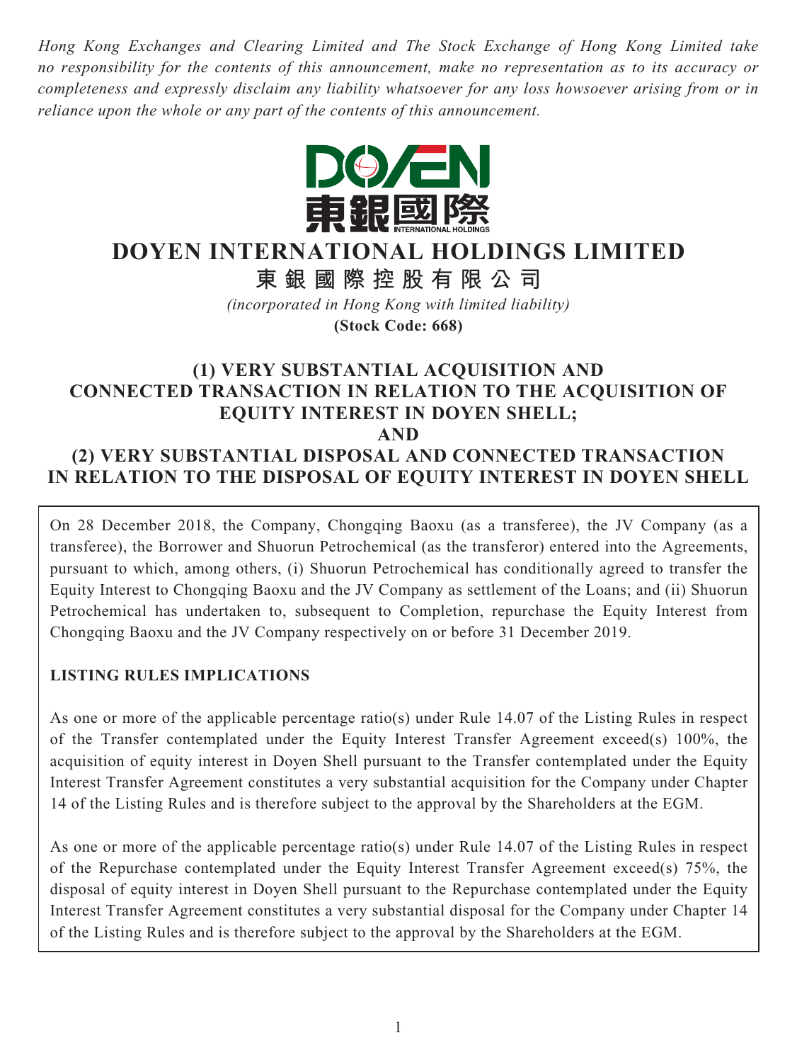*Hong Kong Exchanges and Clearing Limited and The Stock Exchange of Hong Kong Limited take no responsibility for the contents of this announcement, make no representation as to its accuracy or completeness and expressly disclaim any liability whatsoever for any loss howsoever arising from or in reliance upon the whole or any part of the contents of this announcement.*

# DOYEN INTERNATIONAL HOLDINGS LIMITED

## 東銀國際控股有限公司

*(incorporated in Hong Kong with limited liability)*

**(Stock Code: 668)**

## (1) VERY SUBSTANTIAL ACQUISITION AND CONNECTED TRANSACTION IN RELATION TO THE ACQUISITION OF EQUITY INTEREST IN DOYEN SHELL; AND (2) VERY SUBSTANTIAL DISPOSAL AND CONNECTED TRANSACTION IN RELATION TO THE DISPOSAL OF EQUITY INTEREST IN DOYEN SHELL

On 28 December 2018, the Company, Chongqing Baoxu (as a transferee), the JV Company (as a transferee), the Borrower and Shuorun Petrochemical (as the transferor) entered into the Agreements, pursuant to which, among others, (i) Shuorun Petrochemical has conditionally agreed to transfer the Equity Interest to Chongqing Baoxu and the JV Company as settlement of the Loans; and (ii) Shuorun Petrochemical has undertaken to, subsequent to Completion, repurchase the Equity Interest from Chongqing Baoxu and the JV Company respectively on or before 31 December 2019.

**LISTING RULES IMPLICATIONS**

As one or more of the applicable percentage ratio(s) under Rule 14.07 of the Listing Rules in respect of the Transfer contemplated under the Equity Interest Transfer Agreement exceed(s) 100%, the acquisition of equity interest in Doyen Shell pursuant to the Transfer contemplated under the Equity Interest Transfer Agreement constitutes a very substantial acquisition for the Company under Chapter 14 of the Listing Rules and is therefore subject to the approval by the Shareholders at the EGM.

As one or more of the applicable percentage ratio(s) under Rule 14.07 of the Listing Rules in respect of the Repurchase contemplated under the Equity Interest Transfer Agreement exceed(s) 75%, the disposal of equity interest in Doyen Shell pursuant to the Repurchase contemplated under the Equity Interest Transfer Agreement constitutes a very substantial disposal for the Company under Chapter 14 of the Listing Rules and is therefore subject to the approval by the Shareholders at the EGM.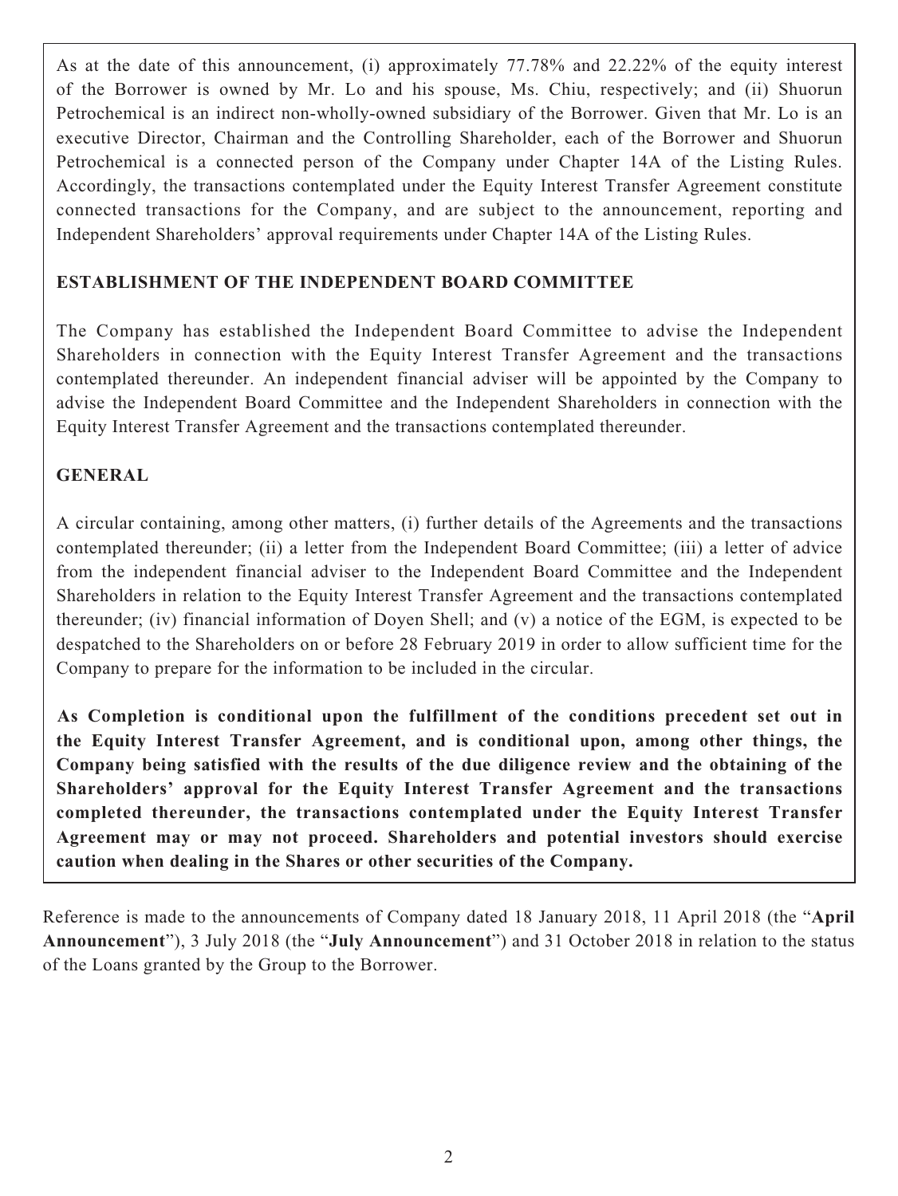As at the date of this announcement, (i) approximately 77.78% and 22.22% of the equity interest of the Borrower is owned by Mr. Lo and his spouse, Ms. Chiu, respectively; and (ii) Shuorun Petrochemical is an indirect non-wholly-owned subsidiary of the Borrower. Given that Mr. Lo is an executive Director, Chairman and the Controlling Shareholder, each of the Borrower and Shuorun Petrochemical is a connected person of the Company under Chapter 14A of the Listing Rules. Accordingly, the transactions contemplated under the Equity Interest Transfer Agreement constitute connected transactions for the Company, and are subject to the announcement, reporting and Independent Shareholders' approval requirements under Chapter 14A of the Listing Rules.

**ESTABLISHMENT OF THE INDEPENDENT BOARD COMMITTEE**

The Company has established the Independent Board Committee to advise the Independent Shareholders in connection with the Equity Interest Transfer Agreement and the transactions contemplated thereunder. An independent financial adviser will be appointed by the Company to advise the Independent Board Committee and the Independent Shareholders in connection with the Equity Interest Transfer Agreement and the transactions contemplated thereunder.

**GENERAL**

A circular containing, among other matters, (i) further details of the Agreements and the transactions contemplated thereunder; (ii) a letter from the Independent Board Committee; (iii) a letter of advice from the independent financial adviser to the Independent Board Committee and the Independent Shareholders in relation to the Equity Interest Transfer Agreement and the transactions contemplated thereunder; (iv) financial information of Doyen Shell; and (v) a notice of the EGM, is expected to be despatched to the Shareholders on or before 28 February 2019 in order to allow sufficient time for the Company to prepare for the information to be included in the circular.

**As Completion is conditional upon the fulfillment of the conditions precedent set out in the Equity Interest Transfer Agreement, and is conditional upon, among other things, the Company being satisfied with the results of the due diligence review and the obtaining of the Shareholders' approval for the Equity Interest Transfer Agreement and the transactions completed thereunder, the transactions contemplated under the Equity Interest Transfer Agreement may or may not proceed. Shareholders and potential investors should exercise caution when dealing in the Shares or other securities of the Company.**

Reference is made to the announcements of Company dated 18 January 2018, 11 April 2018 (the "**April Announcement**"), 3 July 2018 (the "**July Announcement**") and 31 October 2018 in relation to the status of the Loans granted by the Group to the Borrower.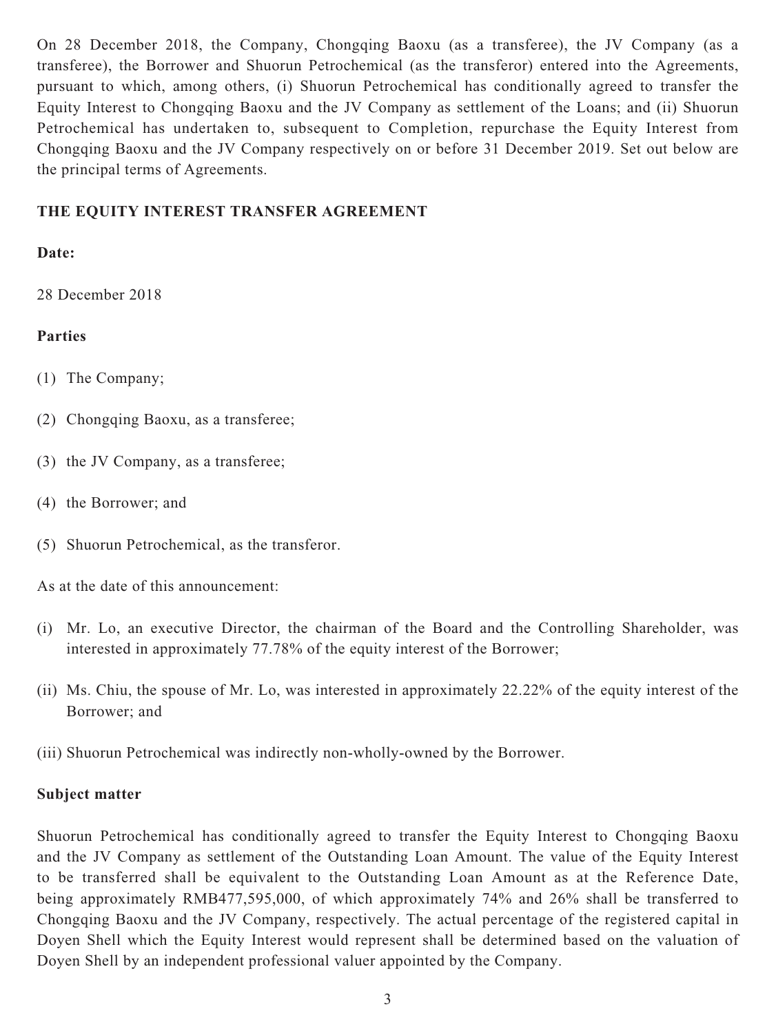On 28 December 2018, the Company, Chongqing Baoxu (as a transferee), the JV Company (as a transferee), the Borrower and Shuorun Petrochemical (as the transferor) entered into the Agreements, pursuant to which, among others, (i) Shuorun Petrochemical has conditionally agreed to transfer the Equity Interest to Chongqing Baoxu and the JV Company as settlement of the Loans; and (ii) Shuorun Petrochemical has undertaken to, subsequent to Completion, repurchase the Equity Interest from Chongqing Baoxu and the JV Company respectively on or before 31 December 2019. Set out below are the principal terms of Agreements.

## THE EQUITY INTEREST TRANSFER AGREEMENT

**Date:**

28 December 2018

**Parties**

(1) The Company;

(2) Chongqing Baoxu, as a transferee;

(3) the JV Company, as a transferee;

(4) the Borrower; and

(5) Shuorun Petrochemical, as the transferor.

As at the date of this announcement:

(i) Mr. Lo, an executive Director, the chairman of the Board and the Controlling Shareholder, was interested in approximately 77.78% of the equity interest of the Borrower;

(ii) Ms. Chiu, the spouse of Mr. Lo, was interested in approximately 22.22% of the equity interest of the Borrower; and

(iii) Shuorun Petrochemical was indirectly non-wholly-owned by the Borrower.

**Subject matter**

Shuorun Petrochemical has conditionally agreed to transfer the Equity Interest to Chongqing Baoxu and the JV Company as settlement of the Outstanding Loan Amount. The value of the Equity Interest to be transferred shall be equivalent to the Outstanding Loan Amount as at the Reference Date, being approximately RMB477,595,000, of which approximately 74% and 26% shall be transferred to Chongqing Baoxu and the JV Company, respectively. The actual percentage of the registered capital in Doyen Shell which the Equity Interest would represent shall be determined based on the valuation of Doyen Shell by an independent professional valuer appointed by the Company.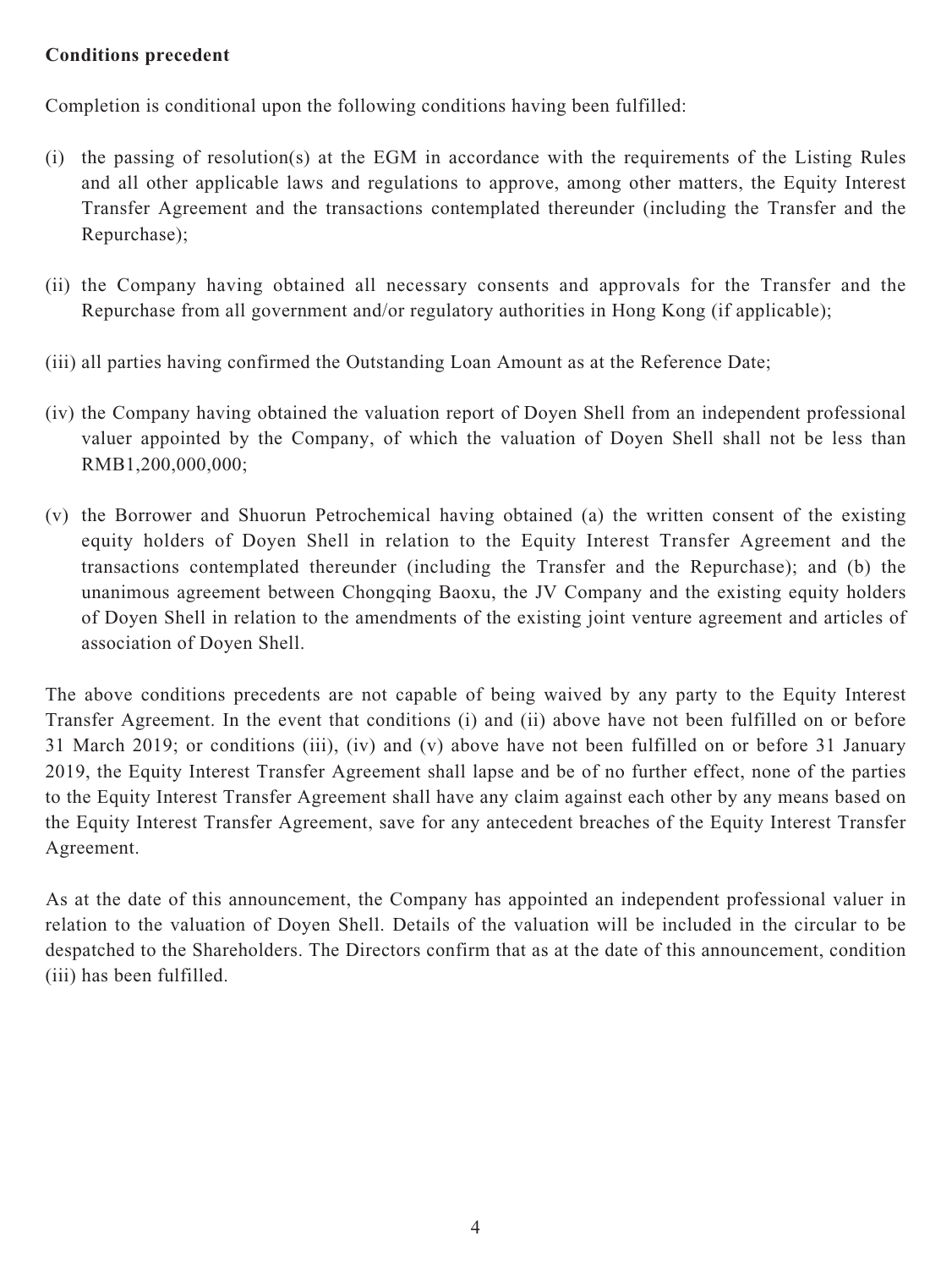**Conditions precedent**

Completion is conditional upon the following conditions having been fulfilled:

(i) the passing of resolution(s) at the EGM in accordance with the requirements of the Listing Rules and all other applicable laws and regulations to approve, among other matters, the Equity Interest Transfer Agreement and the transactions contemplated thereunder (including the Transfer and the Repurchase);

(ii) the Company having obtained all necessary consents and approvals for the Transfer and the Repurchase from all government and/or regulatory authorities in Hong Kong (if applicable);

(iii) all parties having confirmed the Outstanding Loan Amount as at the Reference Date;

(iv) the Company having obtained the valuation report of Doyen Shell from an independent professional valuer appointed by the Company, of which the valuation of Doyen Shell shall not be less than RMB1,200,000,000;

(v) the Borrower and Shuorun Petrochemical having obtained (a) the written consent of the existing equity holders of Doyen Shell in relation to the Equity Interest Transfer Agreement and the transactions contemplated thereunder (including the Transfer and the Repurchase); and (b) the unanimous agreement between Chongqing Baoxu, the JV Company and the existing equity holders of Doyen Shell in relation to the amendments of the existing joint venture agreement and articles of association of Doyen Shell.

The above conditions precedents are not capable of being waived by any party to the Equity Interest Transfer Agreement. In the event that conditions (i) and (ii) above have not been fulfilled on or before 31 March 2019; or conditions (iii), (iv) and (v) above have not been fulfilled on or before 31 January 2019, the Equity Interest Transfer Agreement shall lapse and be of no further effect, none of the parties to the Equity Interest Transfer Agreement shall have any claim against each other by any means based on the Equity Interest Transfer Agreement, save for any antecedent breaches of the Equity Interest Transfer Agreement.

As at the date of this announcement, the Company has appointed an independent professional valuer in relation to the valuation of Doyen Shell. Details of the valuation will be included in the circular to be despatched to the Shareholders. The Directors confirm that as at the date of this announcement, condition (iii) has been fulfilled.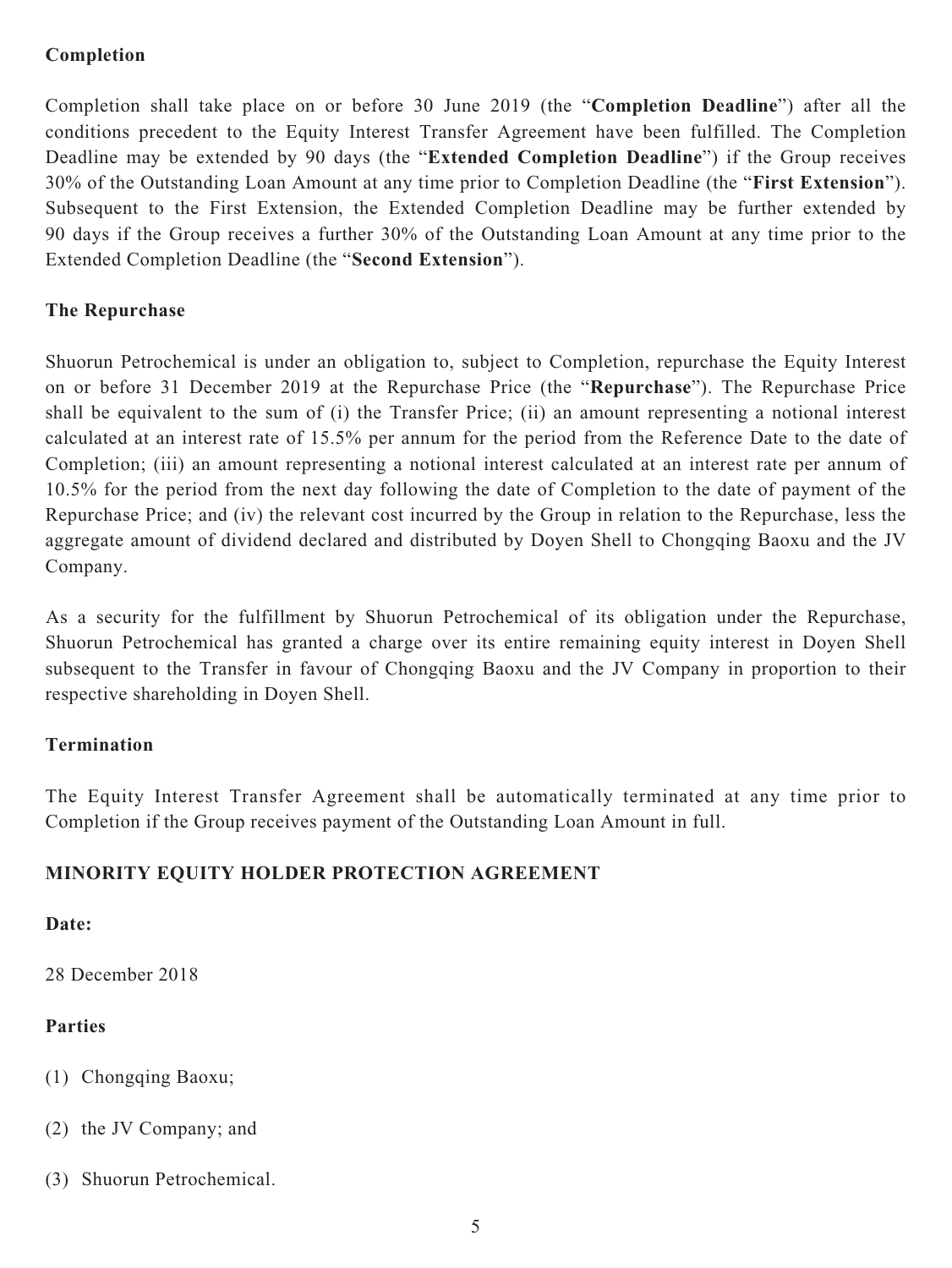**Completion**

Completion shall take place on or before 30 June 2019 (the "**Completion Deadline**") after all the conditions precedent to the Equity Interest Transfer Agreement have been fulfilled. The Completion Deadline may be extended by 90 days (the "**Extended Completion Deadline**") if the Group receives 30% of the Outstanding Loan Amount at any time prior to Completion Deadline (the "**First Extension**"). Subsequent to the First Extension, the Extended Completion Deadline may be further extended by 90 days if the Group receives a further 30% of the Outstanding Loan Amount at any time prior to the Extended Completion Deadline (the "**Second Extension**").

**The Repurchase**

Shuorun Petrochemical is under an obligation to, subject to Completion, repurchase the Equity Interest on or before 31 December 2019 at the Repurchase Price (the "**Repurchase**"). The Repurchase Price shall be equivalent to the sum of (i) the Transfer Price; (ii) an amount representing a notional interest calculated at an interest rate of 15.5% per annum for the period from the Reference Date to the date of Completion; (iii) an amount representing a notional interest calculated at an interest rate per annum of 10.5% for the period from the next day following the date of Completion to the date of payment of the Repurchase Price; and (iv) the relevant cost incurred by the Group in relation to the Repurchase, less the aggregate amount of dividend declared and distributed by Doyen Shell to Chongqing Baoxu and the JV Company.

As a security for the fulfillment by Shuorun Petrochemical of its obligation under the Repurchase, Shuorun Petrochemical has granted a charge over its entire remaining equity interest in Doyen Shell subsequent to the Transfer in favour of Chongqing Baoxu and the JV Company in proportion to their respective shareholding in Doyen Shell.

**Termination**

The Equity Interest Transfer Agreement shall be automatically terminated at any time prior to Completion if the Group receives payment of the Outstanding Loan Amount in full.

## MINORITY EQUITY HOLDER PROTECTION AGREEMENT

**Date:**

28 December 2018

**Parties**

(1) Chongqing Baoxu;

(2) the JV Company; and

(3) Shuorun Petrochemical.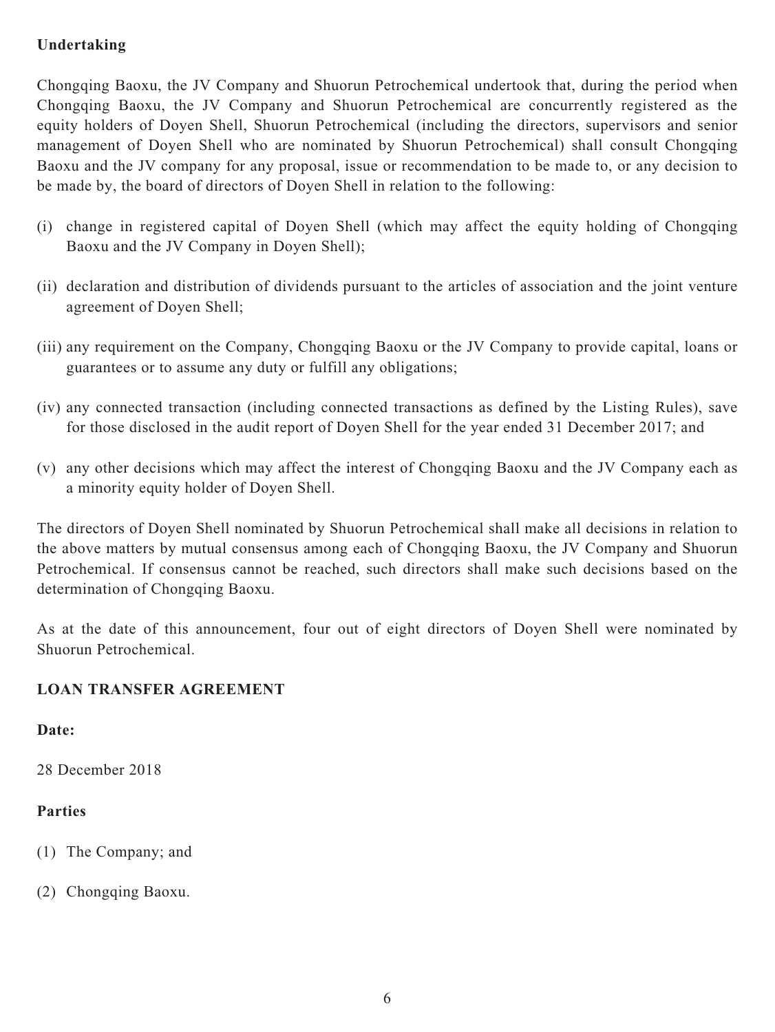**Undertaking**

Chongqing Baoxu, the JV Company and Shuorun Petrochemical undertook that, during the period when Chongqing Baoxu, the JV Company and Shuorun Petrochemical are concurrently registered as the equity holders of Doyen Shell, Shuorun Petrochemical (including the directors, supervisors and senior management of Doyen Shell who are nominated by Shuorun Petrochemical) shall consult Chongqing Baoxu and the JV company for any proposal, issue or recommendation to be made to, or any decision to be made by, the board of directors of Doyen Shell in relation to the following:

(i) change in registered capital of Doyen Shell (which may affect the equity holding of Chongqing Baoxu and the JV Company in Doyen Shell);

(ii) declaration and distribution of dividends pursuant to the articles of association and the joint venture agreement of Doyen Shell;

(iii) any requirement on the Company, Chongqing Baoxu or the JV Company to provide capital, loans or guarantees or to assume any duty or fulfill any obligations;

(iv) any connected transaction (including connected transactions as defined by the Listing Rules), save for those disclosed in the audit report of Doyen Shell for the year ended 31 December 2017; and

(v) any other decisions which may affect the interest of Chongqing Baoxu and the JV Company each as a minority equity holder of Doyen Shell.

The directors of Doyen Shell nominated by Shuorun Petrochemical shall make all decisions in relation to the above matters by mutual consensus among each of Chongqing Baoxu, the JV Company and Shuorun Petrochemical. If consensus cannot be reached, such directors shall make such decisions based on the determination of Chongqing Baoxu.

As at the date of this announcement, four out of eight directors of Doyen Shell were nominated by Shuorun Petrochemical.

## LOAN TRANSFER AGREEMENT

**Date:**

28 December 2018

**Parties**

(1) The Company; and

(2) Chongqing Baoxu.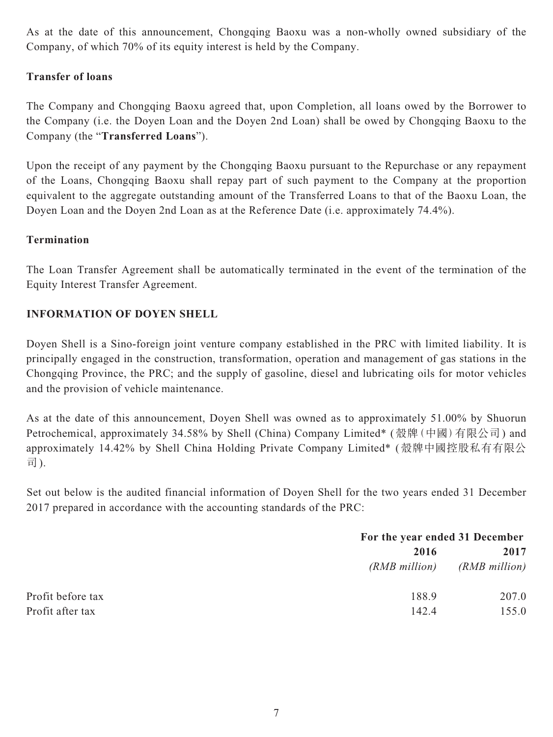As at the date of this announcement, Chongqing Baoxu was a non-wholly owned subsidiary of the Company, of which 70% of its equity interest is held by the Company.

**Transfer of loans**

The Company and Chongqing Baoxu agreed that, upon Completion, all loans owed by the Borrower to the Company (i.e. the Doyen Loan and the Doyen 2nd Loan) shall be owed by Chongqing Baoxu to the Company (the "**Transferred Loans**").

Upon the receipt of any payment by the Chongqing Baoxu pursuant to the Repurchase or any repayment of the Loans, Chongqing Baoxu shall repay part of such payment to the Company at the proportion equivalent to the aggregate outstanding amount of the Transferred Loans to that of the Baoxu Loan, the Doyen Loan and the Doyen 2nd Loan as at the Reference Date (i.e. approximately 74.4%).

**Termination**

The Loan Transfer Agreement shall be automatically terminated in the event of the termination of the Equity Interest Transfer Agreement.

## INFORMATION OF DOYEN SHELL

Doyen Shell is a Sino-foreign joint venture company established in the PRC with limited liability. It is principally engaged in the construction, transformation, operation and management of gas stations in the Chongqing Province, the PRC; and the supply of gasoline, diesel and lubricating oils for motor vehicles and the provision of vehicle maintenance.

As at the date of this announcement, Doyen Shell was owned as to approximately 51.00% by Shuorun Petrochemical, approximately 34.58% by Shell (China) Company Limited* (殼牌(中國)有限公司) and approximately 14.42% by Shell China Holding Private Company Limited* (殼牌中國控股私有有限公司).

Set out below is the audited financial information of Doyen Shell for the two years ended 31 December 2017 prepared in accordance with the accounting standards of the PRC:

| | **For the year ended 31 December** | |
|---|---|---|
| | **2016** | **2017** |
| | *(RMB million)* | *(RMB million)* |
| Profit before tax | 188.9 | 207.0 |
| Profit after tax | 142.4 | 155.0 |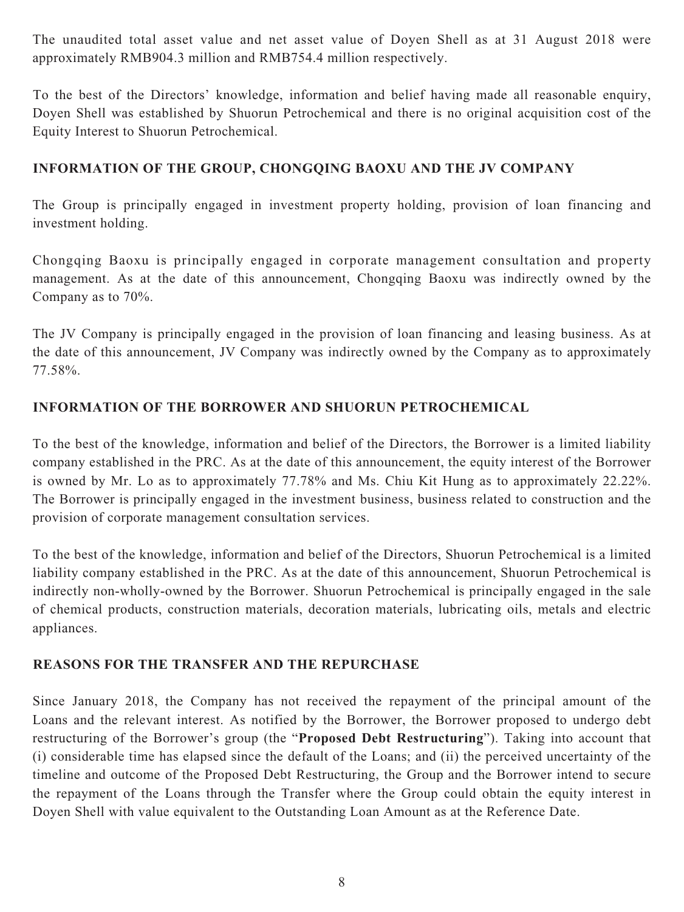The unaudited total asset value and net asset value of Doyen Shell as at 31 August 2018 were approximately RMB904.3 million and RMB754.4 million respectively.

To the best of the Directors' knowledge, information and belief having made all reasonable enquiry, Doyen Shell was established by Shuorun Petrochemical and there is no original acquisition cost of the Equity Interest to Shuorun Petrochemical.

## INFORMATION OF THE GROUP, CHONGQING BAOXU AND THE JV COMPANY

The Group is principally engaged in investment property holding, provision of loan financing and investment holding.

Chongqing Baoxu is principally engaged in corporate management consultation and property management. As at the date of this announcement, Chongqing Baoxu was indirectly owned by the Company as to 70%.

The JV Company is principally engaged in the provision of loan financing and leasing business. As at the date of this announcement, JV Company was indirectly owned by the Company as to approximately 77.58%.

## INFORMATION OF THE BORROWER AND SHUORUN PETROCHEMICAL

To the best of the knowledge, information and belief of the Directors, the Borrower is a limited liability company established in the PRC. As at the date of this announcement, the equity interest of the Borrower is owned by Mr. Lo as to approximately 77.78% and Ms. Chiu Kit Hung as to approximately 22.22%. The Borrower is principally engaged in the investment business, business related to construction and the provision of corporate management consultation services.

To the best of the knowledge, information and belief of the Directors, Shuorun Petrochemical is a limited liability company established in the PRC. As at the date of this announcement, Shuorun Petrochemical is indirectly non-wholly-owned by the Borrower. Shuorun Petrochemical is principally engaged in the sale of chemical products, construction materials, decoration materials, lubricating oils, metals and electric appliances.

## REASONS FOR THE TRANSFER AND THE REPURCHASE

Since January 2018, the Company has not received the repayment of the principal amount of the Loans and the relevant interest. As notified by the Borrower, the Borrower proposed to undergo debt restructuring of the Borrower's group (the "**Proposed Debt Restructuring**"). Taking into account that (i) considerable time has elapsed since the default of the Loans; and (ii) the perceived uncertainty of the timeline and outcome of the Proposed Debt Restructuring, the Group and the Borrower intend to secure the repayment of the Loans through the Transfer where the Group could obtain the equity interest in Doyen Shell with value equivalent to the Outstanding Loan Amount as at the Reference Date.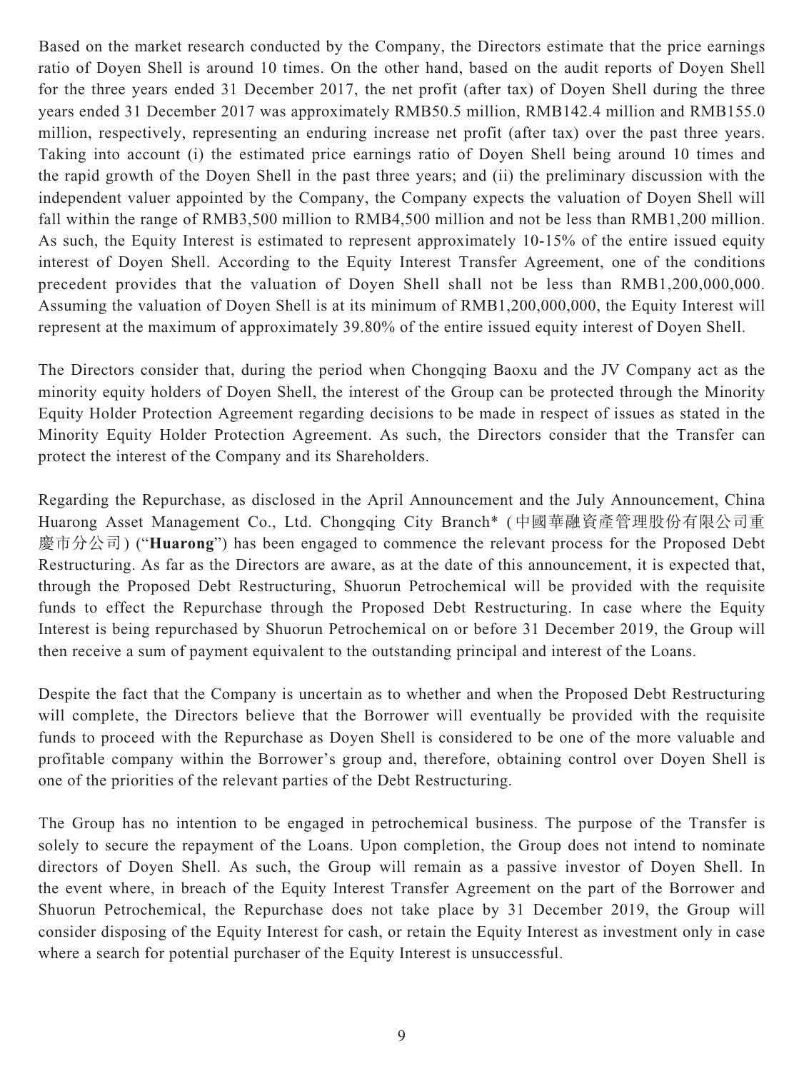Based on the market research conducted by the Company, the Directors estimate that the price earnings ratio of Doyen Shell is around 10 times. On the other hand, based on the audit reports of Doyen Shell for the three years ended 31 December 2017, the net profit (after tax) of Doyen Shell during the three years ended 31 December 2017 was approximately RMB50.5 million, RMB142.4 million and RMB155.0 million, respectively, representing an enduring increase net profit (after tax) over the past three years. Taking into account (i) the estimated price earnings ratio of Doyen Shell being around 10 times and the rapid growth of the Doyen Shell in the past three years; and (ii) the preliminary discussion with the independent valuer appointed by the Company, the Company expects the valuation of Doyen Shell will fall within the range of RMB3,500 million to RMB4,500 million and not be less than RMB1,200 million. As such, the Equity Interest is estimated to represent approximately 10-15% of the entire issued equity interest of Doyen Shell. According to the Equity Interest Transfer Agreement, one of the conditions precedent provides that the valuation of Doyen Shell shall not be less than RMB1,200,000,000. Assuming the valuation of Doyen Shell is at its minimum of RMB1,200,000,000, the Equity Interest will represent at the maximum of approximately 39.80% of the entire issued equity interest of Doyen Shell.

The Directors consider that, during the period when Chongqing Baoxu and the JV Company act as the minority equity holders of Doyen Shell, the interest of the Group can be protected through the Minority Equity Holder Protection Agreement regarding decisions to be made in respect of issues as stated in the Minority Equity Holder Protection Agreement. As such, the Directors consider that the Transfer can protect the interest of the Company and its Shareholders.

Regarding the Repurchase, as disclosed in the April Announcement and the July Announcement, China Huarong Asset Management Co., Ltd. Chongqing City Branch* (中國華融資產管理股份有限公司重慶市分公司) ("**Huarong**") has been engaged to commence the relevant process for the Proposed Debt Restructuring. As far as the Directors are aware, as at the date of this announcement, it is expected that, through the Proposed Debt Restructuring, Shuorun Petrochemical will be provided with the requisite funds to effect the Repurchase through the Proposed Debt Restructuring. In case where the Equity Interest is being repurchased by Shuorun Petrochemical on or before 31 December 2019, the Group will then receive a sum of payment equivalent to the outstanding principal and interest of the Loans.

Despite the fact that the Company is uncertain as to whether and when the Proposed Debt Restructuring will complete, the Directors believe that the Borrower will eventually be provided with the requisite funds to proceed with the Repurchase as Doyen Shell is considered to be one of the more valuable and profitable company within the Borrower's group and, therefore, obtaining control over Doyen Shell is one of the priorities of the relevant parties of the Debt Restructuring.

The Group has no intention to be engaged in petrochemical business. The purpose of the Transfer is solely to secure the repayment of the Loans. Upon completion, the Group does not intend to nominate directors of Doyen Shell. As such, the Group will remain as a passive investor of Doyen Shell. In the event where, in breach of the Equity Interest Transfer Agreement on the part of the Borrower and Shuorun Petrochemical, the Repurchase does not take place by 31 December 2019, the Group will consider disposing of the Equity Interest for cash, or retain the Equity Interest as investment only in case where a search for potential purchaser of the Equity Interest is unsuccessful.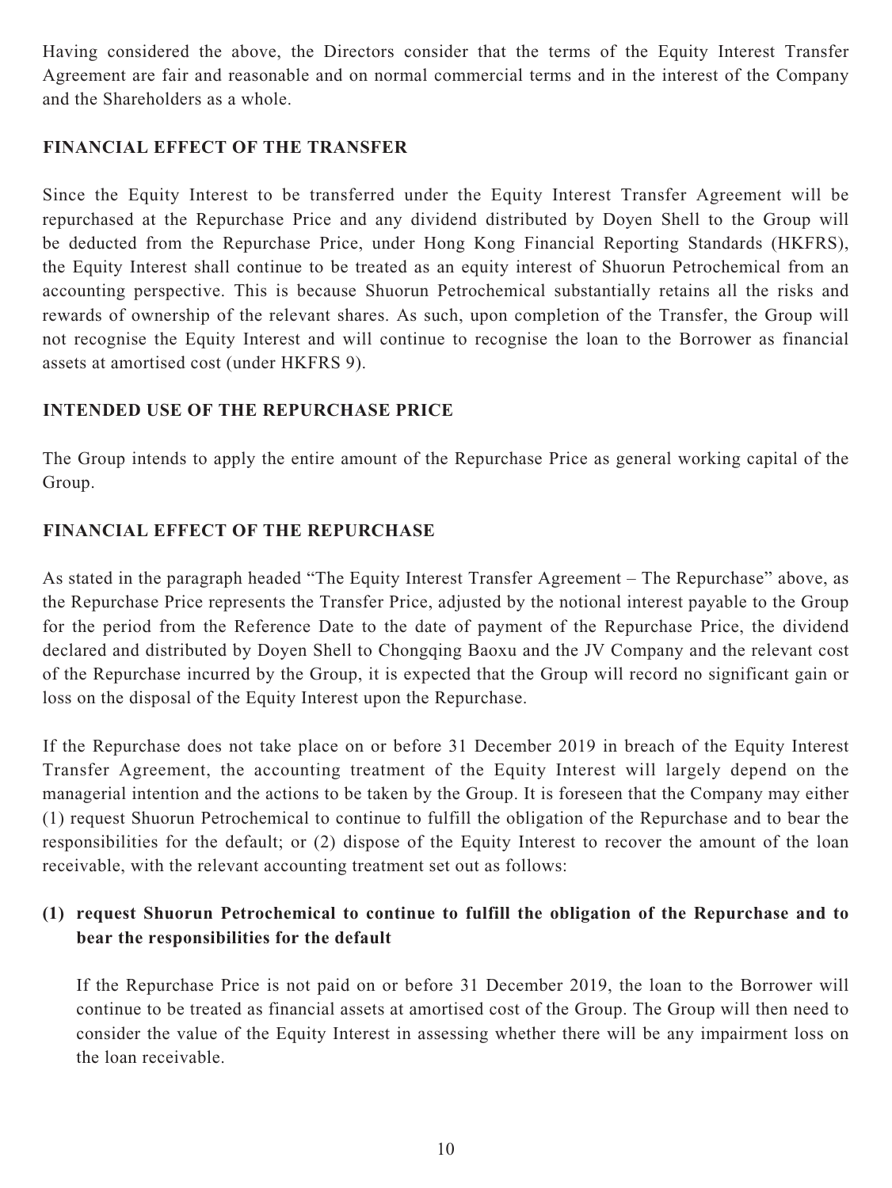Having considered the above, the Directors consider that the terms of the Equity Interest Transfer Agreement are fair and reasonable and on normal commercial terms and in the interest of the Company and the Shareholders as a whole.

## FINANCIAL EFFECT OF THE TRANSFER

Since the Equity Interest to be transferred under the Equity Interest Transfer Agreement will be repurchased at the Repurchase Price and any dividend distributed by Doyen Shell to the Group will be deducted from the Repurchase Price, under Hong Kong Financial Reporting Standards (HKFRS), the Equity Interest shall continue to be treated as an equity interest of Shuorun Petrochemical from an accounting perspective. This is because Shuorun Petrochemical substantially retains all the risks and rewards of ownership of the relevant shares. As such, upon completion of the Transfer, the Group will not recognise the Equity Interest and will continue to recognise the loan to the Borrower as financial assets at amortised cost (under HKFRS 9).

## INTENDED USE OF THE REPURCHASE PRICE

The Group intends to apply the entire amount of the Repurchase Price as general working capital of the Group.

## FINANCIAL EFFECT OF THE REPURCHASE

As stated in the paragraph headed "The Equity Interest Transfer Agreement – The Repurchase" above, as the Repurchase Price represents the Transfer Price, adjusted by the notional interest payable to the Group for the period from the Reference Date to the date of payment of the Repurchase Price, the dividend declared and distributed by Doyen Shell to Chongqing Baoxu and the JV Company and the relevant cost of the Repurchase incurred by the Group, it is expected that the Group will record no significant gain or loss on the disposal of the Equity Interest upon the Repurchase.

If the Repurchase does not take place on or before 31 December 2019 in breach of the Equity Interest Transfer Agreement, the accounting treatment of the Equity Interest will largely depend on the managerial intention and the actions to be taken by the Group. It is foreseen that the Company may either (1) request Shuorun Petrochemical to continue to fulfill the obligation of the Repurchase and to bear the responsibilities for the default; or (2) dispose of the Equity Interest to recover the amount of the loan receivable, with the relevant accounting treatment set out as follows:

### (1) request Shuorun Petrochemical to continue to fulfill the obligation of the Repurchase and to bear the responsibilities for the default

If the Repurchase Price is not paid on or before 31 December 2019, the loan to the Borrower will continue to be treated as financial assets at amortised cost of the Group. The Group will then need to consider the value of the Equity Interest in assessing whether there will be any impairment loss on the loan receivable.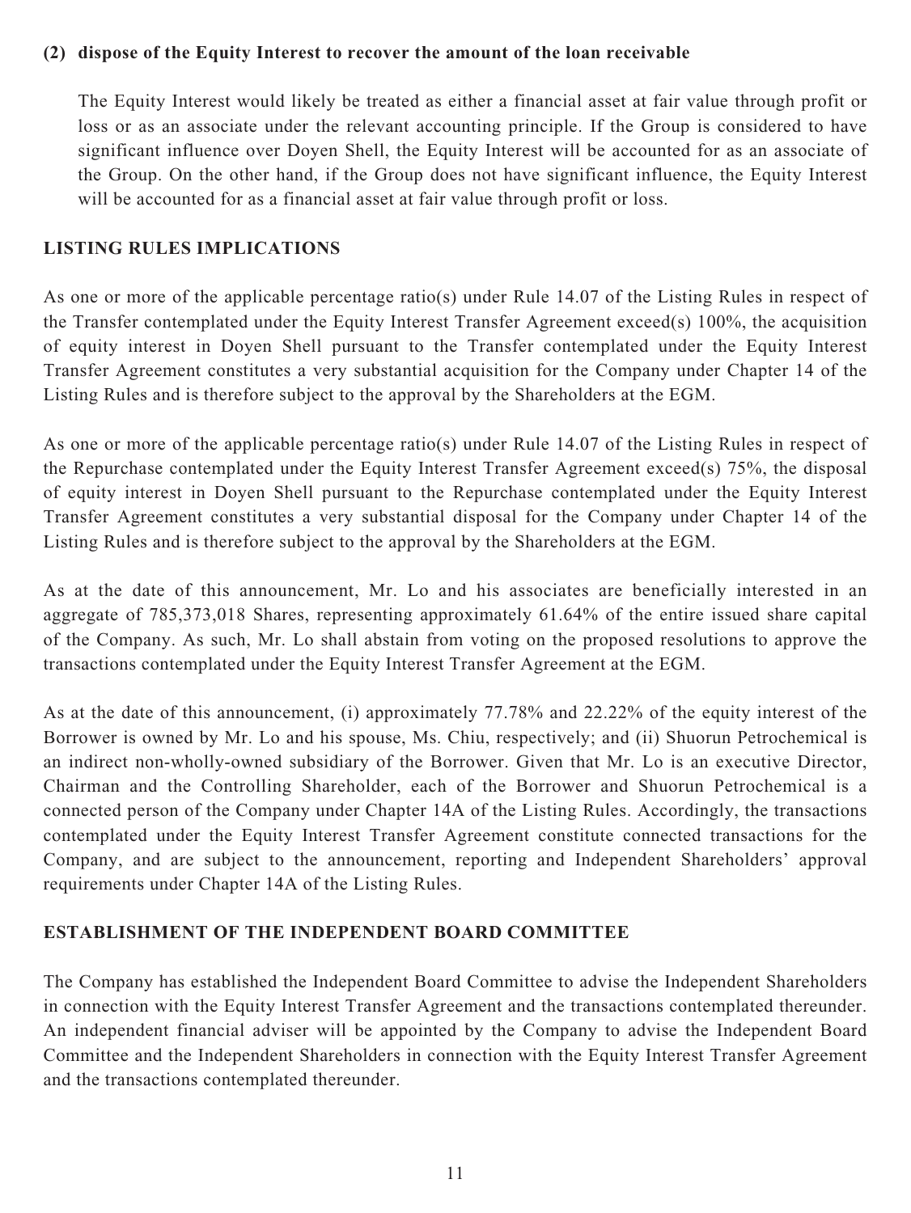**(2) dispose of the Equity Interest to recover the amount of the loan receivable**

The Equity Interest would likely be treated as either a financial asset at fair value through profit or loss or as an associate under the relevant accounting principle. If the Group is considered to have significant influence over Doyen Shell, the Equity Interest will be accounted for as an associate of the Group. On the other hand, if the Group does not have significant influence, the Equity Interest will be accounted for as a financial asset at fair value through profit or loss.

## LISTING RULES IMPLICATIONS

As one or more of the applicable percentage ratio(s) under Rule 14.07 of the Listing Rules in respect of the Transfer contemplated under the Equity Interest Transfer Agreement exceed(s) 100%, the acquisition of equity interest in Doyen Shell pursuant to the Transfer contemplated under the Equity Interest Transfer Agreement constitutes a very substantial acquisition for the Company under Chapter 14 of the Listing Rules and is therefore subject to the approval by the Shareholders at the EGM.

As one or more of the applicable percentage ratio(s) under Rule 14.07 of the Listing Rules in respect of the Repurchase contemplated under the Equity Interest Transfer Agreement exceed(s) 75%, the disposal of equity interest in Doyen Shell pursuant to the Repurchase contemplated under the Equity Interest Transfer Agreement constitutes a very substantial disposal for the Company under Chapter 14 of the Listing Rules and is therefore subject to the approval by the Shareholders at the EGM.

As at the date of this announcement, Mr. Lo and his associates are beneficially interested in an aggregate of 785,373,018 Shares, representing approximately 61.64% of the entire issued share capital of the Company. As such, Mr. Lo shall abstain from voting on the proposed resolutions to approve the transactions contemplated under the Equity Interest Transfer Agreement at the EGM.

As at the date of this announcement, (i) approximately 77.78% and 22.22% of the equity interest of the Borrower is owned by Mr. Lo and his spouse, Ms. Chiu, respectively; and (ii) Shuorun Petrochemical is an indirect non-wholly-owned subsidiary of the Borrower. Given that Mr. Lo is an executive Director, Chairman and the Controlling Shareholder, each of the Borrower and Shuorun Petrochemical is a connected person of the Company under Chapter 14A of the Listing Rules. Accordingly, the transactions contemplated under the Equity Interest Transfer Agreement constitute connected transactions for the Company, and are subject to the announcement, reporting and Independent Shareholders' approval requirements under Chapter 14A of the Listing Rules.

## ESTABLISHMENT OF THE INDEPENDENT BOARD COMMITTEE

The Company has established the Independent Board Committee to advise the Independent Shareholders in connection with the Equity Interest Transfer Agreement and the transactions contemplated thereunder. An independent financial adviser will be appointed by the Company to advise the Independent Board Committee and the Independent Shareholders in connection with the Equity Interest Transfer Agreement and the transactions contemplated thereunder.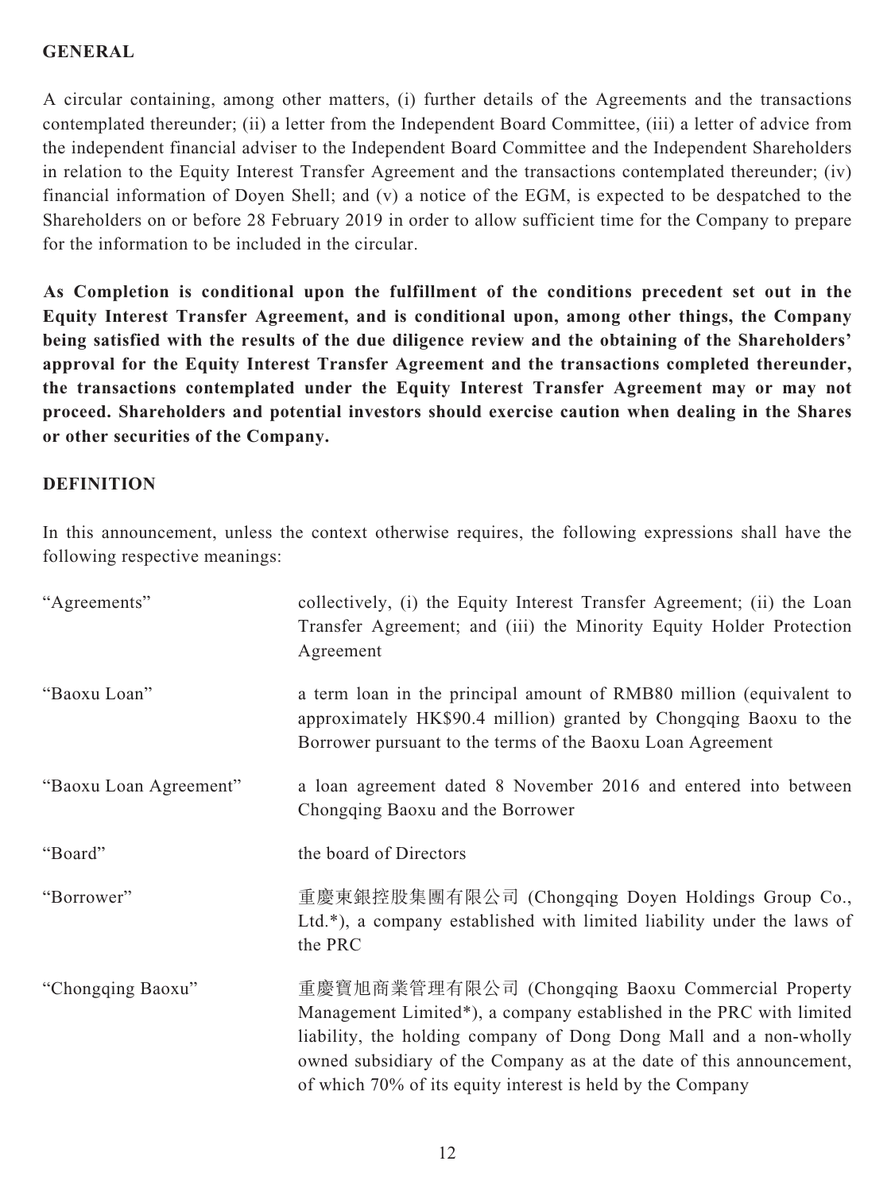## GENERAL

A circular containing, among other matters, (i) further details of the Agreements and the transactions contemplated thereunder; (ii) a letter from the Independent Board Committee, (iii) a letter of advice from the independent financial adviser to the Independent Board Committee and the Independent Shareholders in relation to the Equity Interest Transfer Agreement and the transactions contemplated thereunder; (iv) financial information of Doyen Shell; and (v) a notice of the EGM, is expected to be despatched to the Shareholders on or before 28 February 2019 in order to allow sufficient time for the Company to prepare for the information to be included in the circular.

**As Completion is conditional upon the fulfillment of the conditions precedent set out in the Equity Interest Transfer Agreement, and is conditional upon, among other things, the Company being satisfied with the results of the due diligence review and the obtaining of the Shareholders' approval for the Equity Interest Transfer Agreement and the transactions completed thereunder, the transactions contemplated under the Equity Interest Transfer Agreement may or may not proceed. Shareholders and potential investors should exercise caution when dealing in the Shares or other securities of the Company.**

## DEFINITION

In this announcement, unless the context otherwise requires, the following expressions shall have the following respective meanings:

| | |
|---|---|
| "Agreements" | collectively, (i) the Equity Interest Transfer Agreement; (ii) the Loan Transfer Agreement; and (iii) the Minority Equity Holder Protection Agreement |
| "Baoxu Loan" | a term loan in the principal amount of RMB80 million (equivalent to approximately HK$90.4 million) granted by Chongqing Baoxu to the Borrower pursuant to the terms of the Baoxu Loan Agreement |
| "Baoxu Loan Agreement" | a loan agreement dated 8 November 2016 and entered into between Chongqing Baoxu and the Borrower |
| "Board" | the board of Directors |
| "Borrower" | 重慶東銀控股集團有限公司 (Chongqing Doyen Holdings Group Co., Ltd.*), a company established with limited liability under the laws of the PRC |
| "Chongqing Baoxu" | 重慶寶旭商業管理有限公司 (Chongqing Baoxu Commercial Property Management Limited*), a company established in the PRC with limited liability, the holding company of Dong Dong Mall and a non-wholly owned subsidiary of the Company as at the date of this announcement, of which 70% of its equity interest is held by the Company |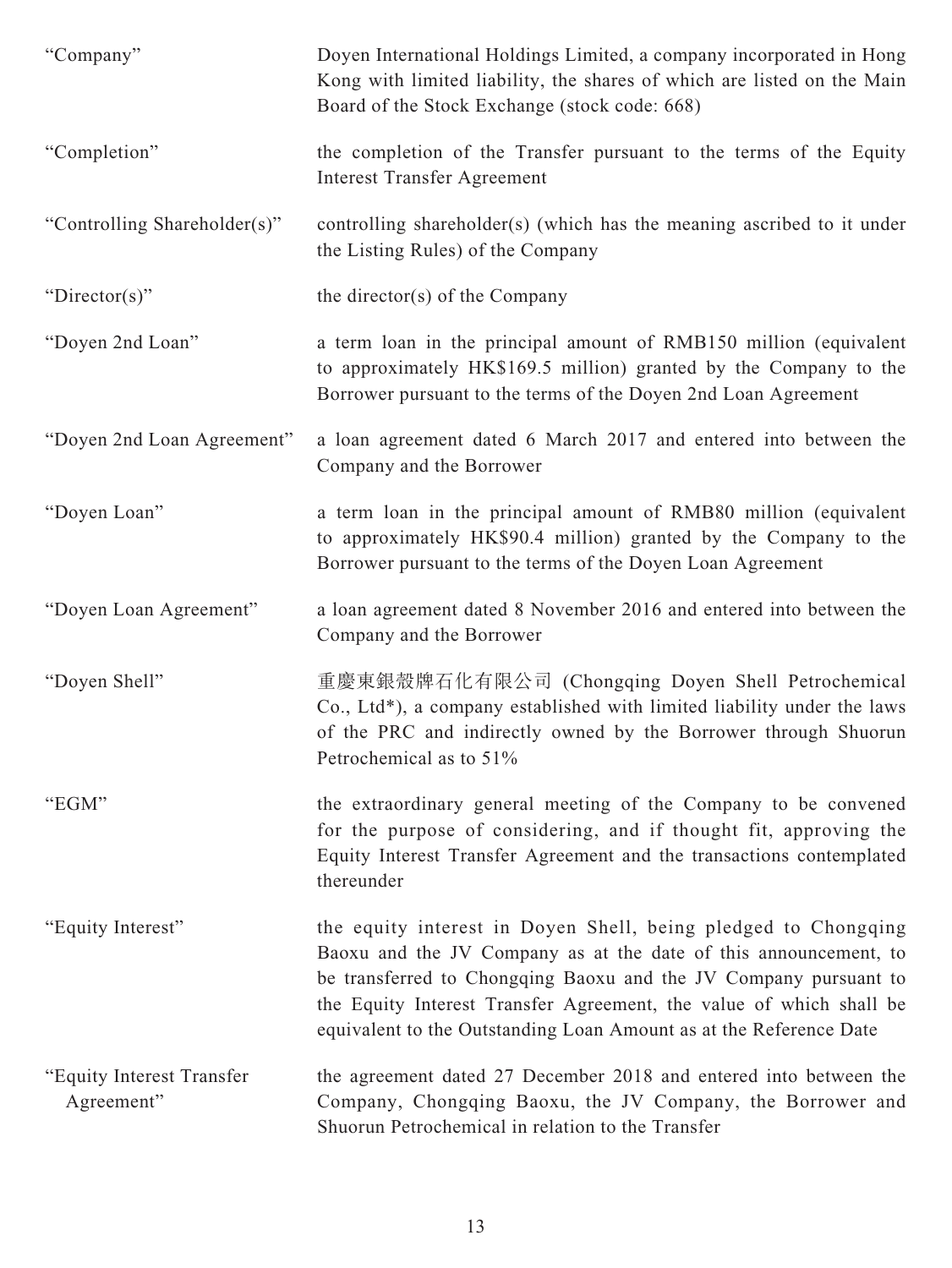| | |
|---|---|
| "Company" | Doyen International Holdings Limited, a company incorporated in Hong Kong with limited liability, the shares of which are listed on the Main Board of the Stock Exchange (stock code: 668) |
| "Completion" | the completion of the Transfer pursuant to the terms of the Equity Interest Transfer Agreement |
| "Controlling Shareholder(s)" | controlling shareholder(s) (which has the meaning ascribed to it under the Listing Rules) of the Company |
| "Director(s)" | the director(s) of the Company |
| "Doyen 2nd Loan" | a term loan in the principal amount of RMB150 million (equivalent to approximately HK$169.5 million) granted by the Company to the Borrower pursuant to the terms of the Doyen 2nd Loan Agreement |
| "Doyen 2nd Loan Agreement" | a loan agreement dated 6 March 2017 and entered into between the Company and the Borrower |
| "Doyen Loan" | a term loan in the principal amount of RMB80 million (equivalent to approximately HK$90.4 million) granted by the Company to the Borrower pursuant to the terms of the Doyen Loan Agreement |
| "Doyen Loan Agreement" | a loan agreement dated 8 November 2016 and entered into between the Company and the Borrower |
| "Doyen Shell" | 重慶東銀殼牌石化有限公司 (Chongqing Doyen Shell Petrochemical Co., Ltd*), a company established with limited liability under the laws of the PRC and indirectly owned by the Borrower through Shuorun Petrochemical as to 51% |
| "EGM" | the extraordinary general meeting of the Company to be convened for the purpose of considering, and if thought fit, approving the Equity Interest Transfer Agreement and the transactions contemplated thereunder |
| "Equity Interest" | the equity interest in Doyen Shell, being pledged to Chongqing Baoxu and the JV Company as at the date of this announcement, to be transferred to Chongqing Baoxu and the JV Company pursuant to the Equity Interest Transfer Agreement, the value of which shall be equivalent to the Outstanding Loan Amount as at the Reference Date |
| "Equity Interest Transfer Agreement" | the agreement dated 27 December 2018 and entered into between the Company, Chongqing Baoxu, the JV Company, the Borrower and Shuorun Petrochemical in relation to the Transfer |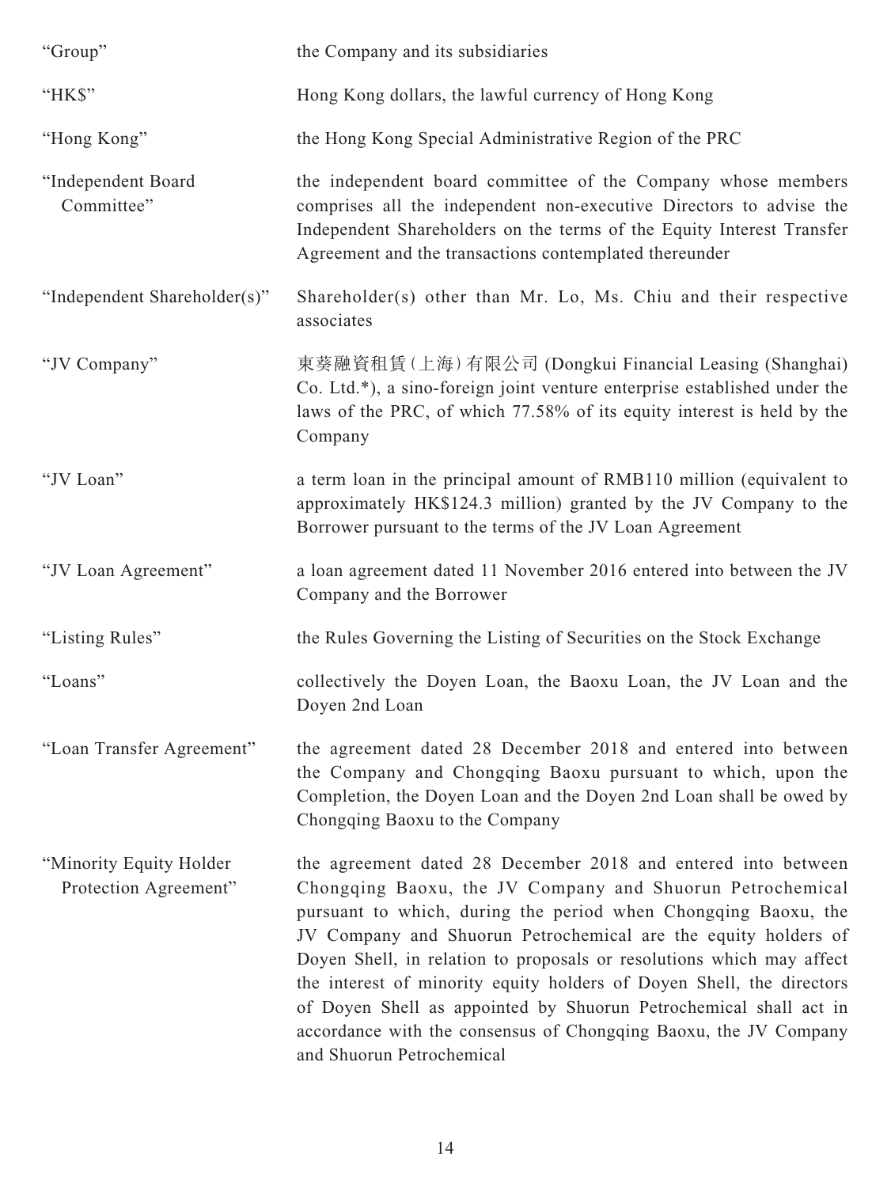| | |
|---|---|
| "Group" | the Company and its subsidiaries |
| "HK$" | Hong Kong dollars, the lawful currency of Hong Kong |
| "Hong Kong" | the Hong Kong Special Administrative Region of the PRC |
| "Independent Board Committee" | the independent board committee of the Company whose members comprises all the independent non-executive Directors to advise the Independent Shareholders on the terms of the Equity Interest Transfer Agreement and the transactions contemplated thereunder |
| "Independent Shareholder(s)" | Shareholder(s) other than Mr. Lo, Ms. Chiu and their respective associates |
| "JV Company" | 東葵融資租賃(上海)有限公司 (Dongkui Financial Leasing (Shanghai) Co. Ltd.*), a sino-foreign joint venture enterprise established under the laws of the PRC, of which 77.58% of its equity interest is held by the Company |
| "JV Loan" | a term loan in the principal amount of RMB110 million (equivalent to approximately HK$124.3 million) granted by the JV Company to the Borrower pursuant to the terms of the JV Loan Agreement |
| "JV Loan Agreement" | a loan agreement dated 11 November 2016 entered into between the JV Company and the Borrower |
| "Listing Rules" | the Rules Governing the Listing of Securities on the Stock Exchange |
| "Loans" | collectively the Doyen Loan, the Baoxu Loan, the JV Loan and the Doyen 2nd Loan |
| "Loan Transfer Agreement" | the agreement dated 28 December 2018 and entered into between the Company and Chongqing Baoxu pursuant to which, upon the Completion, the Doyen Loan and the Doyen 2nd Loan shall be owed by Chongqing Baoxu to the Company |
| "Minority Equity Holder Protection Agreement" | the agreement dated 28 December 2018 and entered into between Chongqing Baoxu, the JV Company and Shuorun Petrochemical pursuant to which, during the period when Chongqing Baoxu, the JV Company and Shuorun Petrochemical are the equity holders of Doyen Shell, in relation to proposals or resolutions which may affect the interest of minority equity holders of Doyen Shell, the directors of Doyen Shell as appointed by Shuorun Petrochemical shall act in accordance with the consensus of Chongqing Baoxu, the JV Company and Shuorun Petrochemical |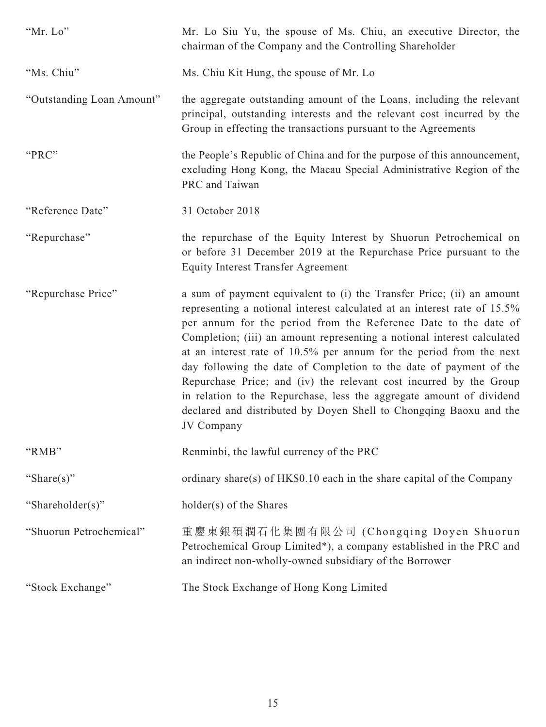| | |
|---|---|
| "Mr. Lo" | Mr. Lo Siu Yu, the spouse of Ms. Chiu, an executive Director, the chairman of the Company and the Controlling Shareholder |
| "Ms. Chiu" | Ms. Chiu Kit Hung, the spouse of Mr. Lo |
| "Outstanding Loan Amount" | the aggregate outstanding amount of the Loans, including the relevant principal, outstanding interests and the relevant cost incurred by the Group in effecting the transactions pursuant to the Agreements |
| "PRC" | the People's Republic of China and for the purpose of this announcement, excluding Hong Kong, the Macau Special Administrative Region of the PRC and Taiwan |
| "Reference Date" | 31 October 2018 |
| "Repurchase" | the repurchase of the Equity Interest by Shuorun Petrochemical on or before 31 December 2019 at the Repurchase Price pursuant to the Equity Interest Transfer Agreement |
| "Repurchase Price" | a sum of payment equivalent to (i) the Transfer Price; (ii) an amount representing a notional interest calculated at an interest rate of 15.5% per annum for the period from the Reference Date to the date of Completion; (iii) an amount representing a notional interest calculated at an interest rate of 10.5% per annum for the period from the next day following the date of Completion to the date of payment of the Repurchase Price; and (iv) the relevant cost incurred by the Group in relation to the Repurchase, less the aggregate amount of dividend declared and distributed by Doyen Shell to Chongqing Baoxu and the JV Company |
| "RMB" | Renminbi, the lawful currency of the PRC |
| "Share(s)" | ordinary share(s) of HK$0.10 each in the share capital of the Company |
| "Shareholder(s)" | holder(s) of the Shares |
| "Shuorun Petrochemical" | 重慶東銀碩潤石化集團有限公司 (Chongqing Doyen Shuorun Petrochemical Group Limited*), a company established in the PRC and an indirect non-wholly-owned subsidiary of the Borrower |
| "Stock Exchange" | The Stock Exchange of Hong Kong Limited |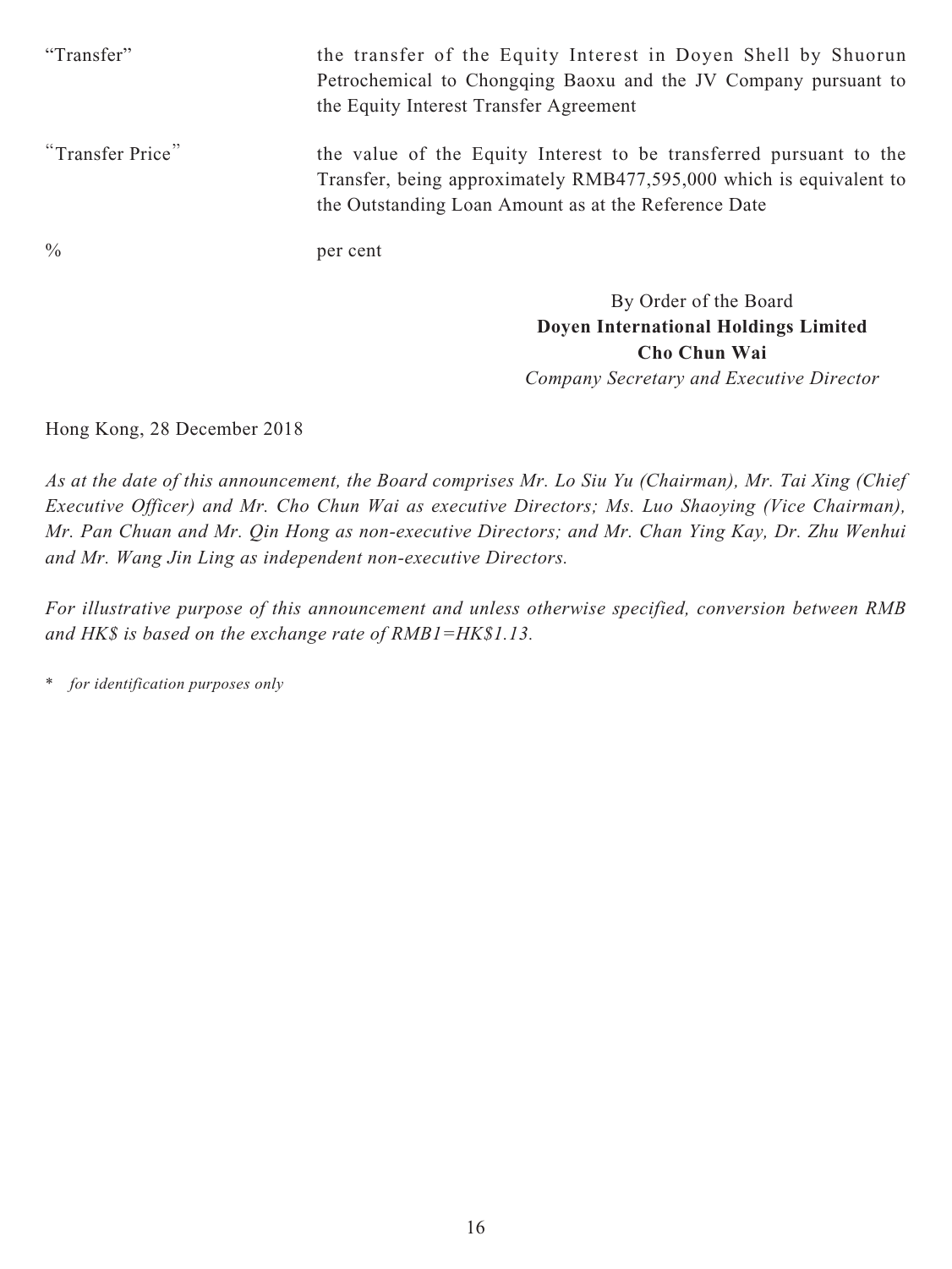| | |
|---|---|
| "Transfer" | the transfer of the Equity Interest in Doyen Shell by Shuorun Petrochemical to Chongqing Baoxu and the JV Company pursuant to the Equity Interest Transfer Agreement |
| "Transfer Price" | the value of the Equity Interest to be transferred pursuant to the Transfer, being approximately RMB477,595,000 which is equivalent to the Outstanding Loan Amount as at the Reference Date |
| % | per cent |

By Order of the Board
**Doyen International Holdings Limited**
**Cho Chun Wai**
*Company Secretary and Executive Director*

Hong Kong, 28 December 2018

*As at the date of this announcement, the Board comprises Mr. Lo Siu Yu (Chairman), Mr. Tai Xing (Chief Executive Officer) and Mr. Cho Chun Wai as executive Directors; Ms. Luo Shaoying (Vice Chairman), Mr. Pan Chuan and Mr. Qin Hong as non-executive Directors; and Mr. Chan Ying Kay, Dr. Zhu Wenhui and Mr. Wang Jin Ling as independent non-executive Directors.*

*For illustrative purpose of this announcement and unless otherwise specified, conversion between RMB and HK$ is based on the exchange rate of RMB1=HK$1.13.*

\* *for identification purposes only*